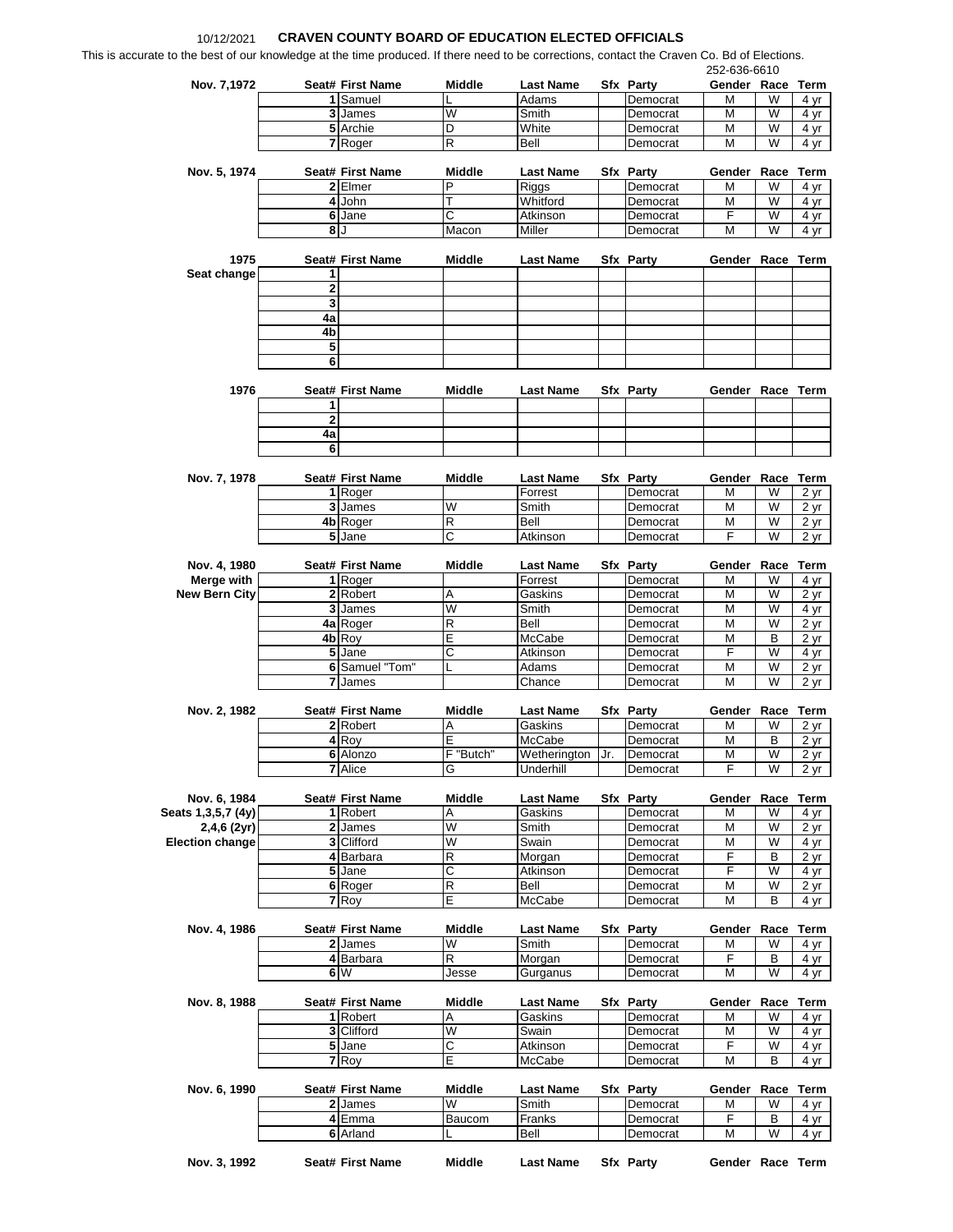10/12/2021 **CRAVEN COUNTY BOARD OF EDUCATION ELECTED OFFICIALS**

This is accurate to the best of our knowledge at the time produced. If there need to be corrections, contact the Craven Co. Bd of Elections. 252-636-6610

| Nov. 7,1972 | Seat# | First Name | Middle | Last Name | Sfx | Party | Gender | Race | Term |
|---|---|---|---|---|---|---|---|---|---|
| | 1 | Samuel | L | Adams | | Democrat | M | W | 4 yr |
| | 3 | James | W | Smith | | Democrat | M | W | 4 yr |
| | 5 | Archie | D | White | | Democrat | M | W | 4 yr |
| | 7 | Roger | R | Bell | | Democrat | M | W | 4 yr |

| Nov. 5, 1974 | Seat# | First Name | Middle | Last Name | Sfx | Party | Gender | Race | Term |
|---|---|---|---|---|---|---|---|---|---|
| | 2 | Elmer | P | Riggs | | Democrat | M | W | 4 yr |
| | 4 | John | T | Whitford | | Democrat | M | W | 4 yr |
| | 6 | Jane | C | Atkinson | | Democrat | F | W | 4 yr |
| | 8 | J | Macon | Miller | | Democrat | M | W | 4 yr |

| 1975 | Seat# | First Name | Middle | Last Name | Sfx | Party | Gender | Race | Term |
|---|---|---|---|---|---|---|---|---|---|
| Seat change | 1 | | | | | | | | |
| | 2 | | | | | | | | |
| | 3 | | | | | | | | |
| | 4a | | | | | | | | |
| | 4b | | | | | | | | |
| | 5 | | | | | | | | |
| | 6 | | | | | | | | |

| 1976 | Seat# | First Name | Middle | Last Name | Sfx | Party | Gender | Race | Term |
|---|---|---|---|---|---|---|---|---|---|
| | 1 | | | | | | | | |
| | 2 | | | | | | | | |
| | 4a | | | | | | | | |
| | 6 | | | | | | | | |

| Nov. 7, 1978 | Seat# | First Name | Middle | Last Name | Sfx | Party | Gender | Race | Term |
|---|---|---|---|---|---|---|---|---|---|
| | 1 | Roger | | Forrest | | Democrat | M | W | 2 yr |
| | 3 | James | W | Smith | | Democrat | M | W | 2 yr |
| | 4b | Roger | R | Bell | | Democrat | M | W | 2 yr |
| | 5 | Jane | C | Atkinson | | Democrat | F | W | 2 yr |

| Nov. 4, 1980 | Seat# | First Name | Middle | Last Name | Sfx | Party | Gender | Race | Term |
|---|---|---|---|---|---|---|---|---|---|
| Merge with | 1 | Roger | | Forrest | | Democrat | M | W | 4 yr |
| New Bern City | 2 | Robert | A | Gaskins | | Democrat | M | W | 2 yr |
| | 3 | James | W | Smith | | Democrat | M | W | 4 yr |
| | 4a | Roger | R | Bell | | Democrat | M | W | 2 yr |
| | 4b | Roy | E | McCabe | | Democrat | M | B | 2 yr |
| | 5 | Jane | C | Atkinson | | Democrat | F | W | 4 yr |
| | 6 | Samuel "Tom" | L | Adams | | Democrat | M | W | 2 yr |
| | 7 | James | | Chance | | Democrat | M | W | 2 yr |

| Nov. 2, 1982 | Seat# | First Name | Middle | Last Name | Sfx | Party | Gender | Race | Term |
|---|---|---|---|---|---|---|---|---|---|
| | 2 | Robert | A | Gaskins | | Democrat | M | W | 2 yr |
| | 4 | Roy | E | McCabe | | Democrat | M | B | 2 yr |
| | 6 | Alonzo | F "Butch" | Wetherington | Jr. | Democrat | M | W | 2 yr |
| | 7 | Alice | G | Underhill | | Democrat | F | W | 2 yr |

| Nov. 6, 1984 | Seat# | First Name | Middle | Last Name | Sfx | Party | Gender | Race | Term |
|---|---|---|---|---|---|---|---|---|---|
| Seats 1,3,5,7 (4y) | 1 | Robert | A | Gaskins | | Democrat | M | W | 4 yr |
| 2,4,6 (2yr) | 2 | James | W | Smith | | Democrat | M | W | 2 yr |
| Election change | 3 | Clifford | W | Swain | | Democrat | M | W | 4 yr |
| | 4 | Barbara | R | Morgan | | Democrat | F | B | 2 yr |
| | 5 | Jane | C | Atkinson | | Democrat | F | W | 4 yr |
| | 6 | Roger | R | Bell | | Democrat | M | W | 2 yr |
| | 7 | Roy | E | McCabe | | Democrat | M | B | 4 yr |

| Nov. 4, 1986 | Seat# | First Name | Middle | Last Name | Sfx | Party | Gender | Race | Term |
|---|---|---|---|---|---|---|---|---|---|
| | 2 | James | W | Smith | | Democrat | M | W | 4 yr |
| | 4 | Barbara | R | Morgan | | Democrat | F | B | 4 yr |
| | 6 | W | Jesse | Gurganus | | Democrat | M | W | 4 yr |

| Nov. 8, 1988 | Seat# | First Name | Middle | Last Name | Sfx | Party | Gender | Race | Term |
|---|---|---|---|---|---|---|---|---|---|
| | 1 | Robert | A | Gaskins | | Democrat | M | W | 4 yr |
| | 3 | Clifford | W | Swain | | Democrat | M | W | 4 yr |
| | 5 | Jane | C | Atkinson | | Democrat | F | W | 4 yr |
| | 7 | Roy | E | McCabe | | Democrat | M | B | 4 yr |

| Nov. 6, 1990 | Seat# | First Name | Middle | Last Name | Sfx | Party | Gender | Race | Term |
|---|---|---|---|---|---|---|---|---|---|
| | 2 | James | W | Smith | | Democrat | M | W | 4 yr |
| | 4 | Emma | Baucom | Franks | | Democrat | F | B | 4 yr |
| | 6 | Arland | L | Bell | | Democrat | M | W | 4 yr |

| Nov. 3, 1992 | Seat# | First Name | Middle | Last Name | Sfx | Party | Gender | Race | Term |
|---|---|---|---|---|---|---|---|---|---|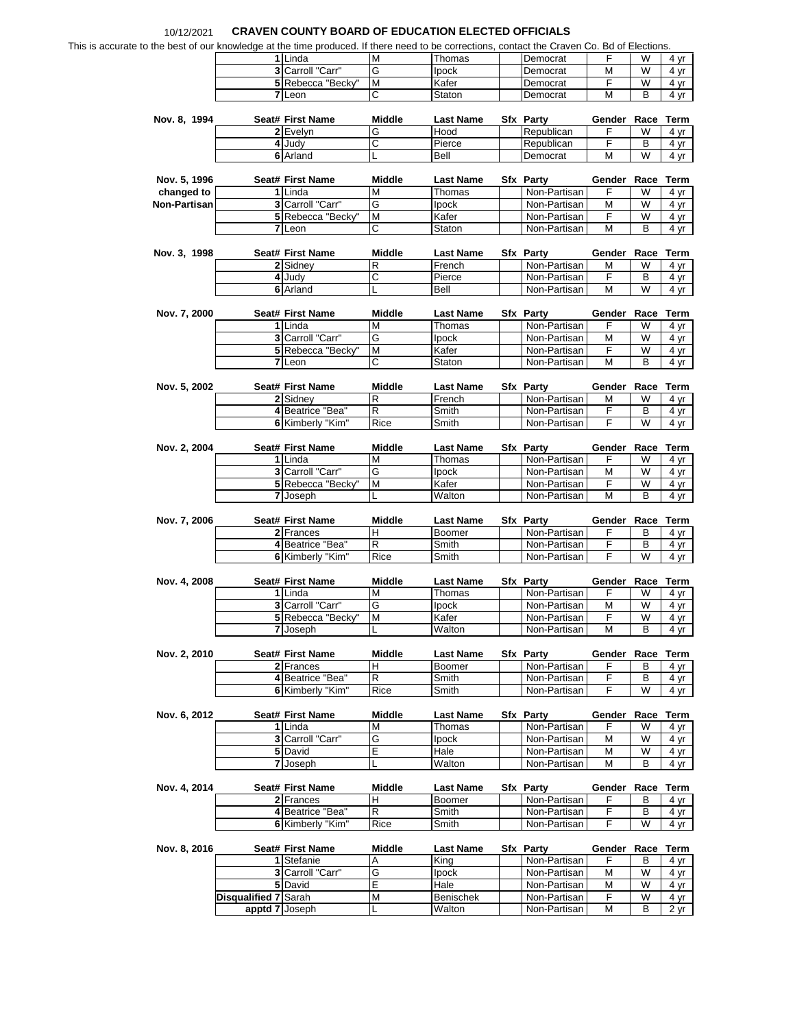10/12/2021 **CRAVEN COUNTY BOARD OF EDUCATION ELECTED OFFICIALS**

This is accurate to the best of our knowledge at the time produced. If there need to be corrections, contact the Craven Co. Bd of Elections.

| | Seat# | First Name | Middle | Last Name | Sfx | Party | Gender | Race | Term |
|---|---|---|---|---|---|---|---|---|---|
| | 1 | Linda | M | Thomas | | Democrat | F | W | 4 yr |
| | 3 | Carroll "Carr" | G | Ipock | | Democrat | M | W | 4 yr |
| | 5 | Rebecca "Becky" | M | Kafer | | Democrat | F | W | 4 yr |
| | 7 | Leon | C | Staton | | Democrat | M | B | 4 yr |
| **Nov. 8, 1994** | **Seat#** | **First Name** | **Middle** | **Last Name** | **Sfx** | **Party** | **Gender** | **Race** | **Term** |
| | 2 | Evelyn | G | Hood | | Republican | F | W | 4 yr |
| | 4 | Judy | C | Pierce | | Republican | F | B | 4 yr |
| | 6 | Arland | L | Bell | | Democrat | M | W | 4 yr |
| **Nov. 5, 1996 changed to Non-Partisan** | **Seat#** | **First Name** | **Middle** | **Last Name** | **Sfx** | **Party** | **Gender** | **Race** | **Term** |
| | 1 | Linda | M | Thomas | | Non-Partisan | F | W | 4 yr |
| | 3 | Carroll "Carr" | G | Ipock | | Non-Partisan | M | W | 4 yr |
| | 5 | Rebecca "Becky" | M | Kafer | | Non-Partisan | F | W | 4 yr |
| | 7 | Leon | C | Staton | | Non-Partisan | M | B | 4 yr |
| **Nov. 3, 1998** | **Seat#** | **First Name** | **Middle** | **Last Name** | **Sfx** | **Party** | **Gender** | **Race** | **Term** |
| | 2 | Sidney | R | French | | Non-Partisan | M | W | 4 yr |
| | 4 | Judy | C | Pierce | | Non-Partisan | F | B | 4 yr |
| | 6 | Arland | L | Bell | | Non-Partisan | M | W | 4 yr |
| **Nov. 7, 2000** | **Seat#** | **First Name** | **Middle** | **Last Name** | **Sfx** | **Party** | **Gender** | **Race** | **Term** |
| | 1 | Linda | M | Thomas | | Non-Partisan | F | W | 4 yr |
| | 3 | Carroll "Carr" | G | Ipock | | Non-Partisan | M | W | 4 yr |
| | 5 | Rebecca "Becky" | M | Kafer | | Non-Partisan | F | W | 4 yr |
| | 7 | Leon | C | Staton | | Non-Partisan | M | B | 4 yr |
| **Nov. 5, 2002** | **Seat#** | **First Name** | **Middle** | **Last Name** | **Sfx** | **Party** | **Gender** | **Race** | **Term** |
| | 2 | Sidney | R | French | | Non-Partisan | M | W | 4 yr |
| | 4 | Beatrice "Bea" | R | Smith | | Non-Partisan | F | B | 4 yr |
| | 6 | Kimberly "Kim" | Rice | Smith | | Non-Partisan | F | W | 4 yr |
| **Nov. 2, 2004** | **Seat#** | **First Name** | **Middle** | **Last Name** | **Sfx** | **Party** | **Gender** | **Race** | **Term** |
| | 1 | Linda | M | Thomas | | Non-Partisan | F | W | 4 yr |
| | 3 | Carroll "Carr" | G | Ipock | | Non-Partisan | M | W | 4 yr |
| | 5 | Rebecca "Becky" | M | Kafer | | Non-Partisan | F | W | 4 yr |
| | 7 | Joseph | L | Walton | | Non-Partisan | M | B | 4 yr |
| **Nov. 7, 2006** | **Seat#** | **First Name** | **Middle** | **Last Name** | **Sfx** | **Party** | **Gender** | **Race** | **Term** |
| | 2 | Frances | H | Boomer | | Non-Partisan | F | B | 4 yr |
| | 4 | Beatrice "Bea" | R | Smith | | Non-Partisan | F | B | 4 yr |
| | 6 | Kimberly "Kim" | Rice | Smith | | Non-Partisan | F | W | 4 yr |
| **Nov. 4, 2008** | **Seat#** | **First Name** | **Middle** | **Last Name** | **Sfx** | **Party** | **Gender** | **Race** | **Term** |
| | 1 | Linda | M | Thomas | | Non-Partisan | F | W | 4 yr |
| | 3 | Carroll "Carr" | G | Ipock | | Non-Partisan | M | W | 4 yr |
| | 5 | Rebecca "Becky" | M | Kafer | | Non-Partisan | F | W | 4 yr |
| | 7 | Joseph | L | Walton | | Non-Partisan | M | B | 4 yr |
| **Nov. 2, 2010** | **Seat#** | **First Name** | **Middle** | **Last Name** | **Sfx** | **Party** | **Gender** | **Race** | **Term** |
| | 2 | Frances | H | Boomer | | Non-Partisan | F | B | 4 yr |
| | 4 | Beatrice "Bea" | R | Smith | | Non-Partisan | F | B | 4 yr |
| | 6 | Kimberly "Kim" | Rice | Smith | | Non-Partisan | F | W | 4 yr |
| **Nov. 6, 2012** | **Seat#** | **First Name** | **Middle** | **Last Name** | **Sfx** | **Party** | **Gender** | **Race** | **Term** |
| | 1 | Linda | M | Thomas | | Non-Partisan | F | W | 4 yr |
| | 3 | Carroll "Carr" | G | Ipock | | Non-Partisan | M | W | 4 yr |
| | 5 | David | E | Hale | | Non-Partisan | M | W | 4 yr |
| | 7 | Joseph | L | Walton | | Non-Partisan | M | B | 4 yr |
| **Nov. 4, 2014** | **Seat#** | **First Name** | **Middle** | **Last Name** | **Sfx** | **Party** | **Gender** | **Race** | **Term** |
| | 2 | Frances | H | Boomer | | Non-Partisan | F | B | 4 yr |
| | 4 | Beatrice "Bea" | R | Smith | | Non-Partisan | F | B | 4 yr |
| | 6 | Kimberly "Kim" | Rice | Smith | | Non-Partisan | F | W | 4 yr |
| **Nov. 8, 2016** | **Seat#** | **First Name** | **Middle** | **Last Name** | **Sfx** | **Party** | **Gender** | **Race** | **Term** |
| | 1 | Stefanie | A | King | | Non-Partisan | F | B | 4 yr |
| | 3 | Carroll "Carr" | G | Ipock | | Non-Partisan | M | W | 4 yr |
| | 5 | David | E | Hale | | Non-Partisan | M | W | 4 yr |
| | **Disqualified 7** | Sarah | M | Benischek | | Non-Partisan | F | W | 4 yr |
| | **apptd 7** | Joseph | L | Walton | | Non-Partisan | M | B | 2 yr |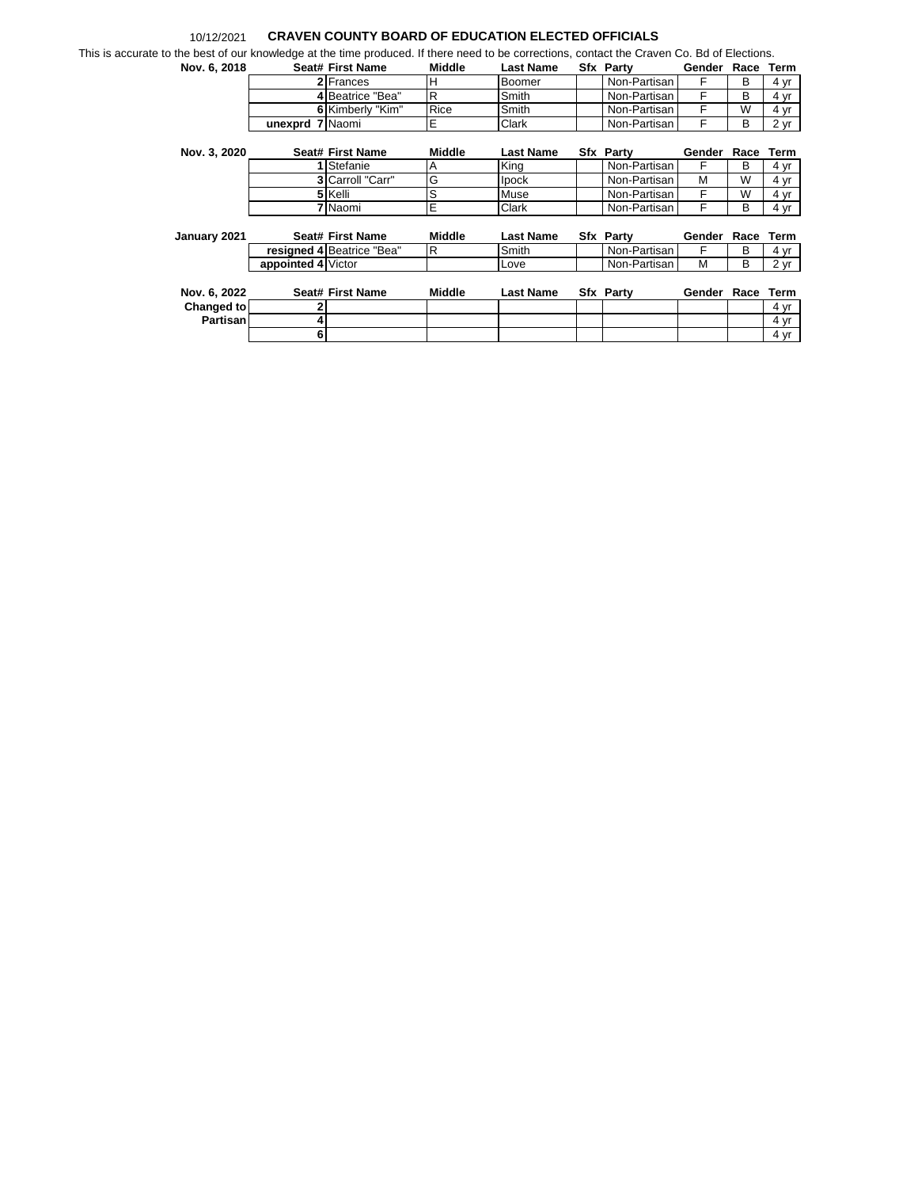10/12/2021 **CRAVEN COUNTY BOARD OF EDUCATION ELECTED OFFICIALS**

This is accurate to the best of our knowledge at the time produced. If there need to be corrections, contact the Craven Co. Bd of Elections.

| Nov. 6, 2018 | Seat# | First Name | Middle | Last Name | Sfx | Party | Gender | Race | Term |
|---|---|---|---|---|---|---|---|---|---|
| | 2 | Frances | H | Boomer | | Non-Partisan | F | B | 4 yr |
| | 4 | Beatrice "Bea" | R | Smith | | Non-Partisan | F | B | 4 yr |
| | 6 | Kimberly "Kim" | Rice | Smith | | Non-Partisan | F | W | 4 yr |
| | unexprd 7 | Naomi | E | Clark | | Non-Partisan | F | B | 2 yr |

| Nov. 3, 2020 | Seat# | First Name | Middle | Last Name | Sfx | Party | Gender | Race | Term |
|---|---|---|---|---|---|---|---|---|---|
| | 1 | Stefanie | A | King | | Non-Partisan | F | B | 4 yr |
| | 3 | Carroll "Carr" | G | Ipock | | Non-Partisan | M | W | 4 yr |
| | 5 | Kelli | S | Muse | | Non-Partisan | F | W | 4 yr |
| | 7 | Naomi | E | Clark | | Non-Partisan | F | B | 4 yr |

| January 2021 | Seat# | First Name | Middle | Last Name | Sfx | Party | Gender | Race | Term |
|---|---|---|---|---|---|---|---|---|---|
| | resigned 4 | Beatrice "Bea" | R | Smith | | Non-Partisan | F | B | 4 yr |
| | appointed 4 | Victor | | Love | | Non-Partisan | M | B | 2 yr |

| Nov. 6, 2022 | Seat# | First Name | Middle | Last Name | Sfx | Party | Gender | Race | Term |
|---|---|---|---|---|---|---|---|---|---|
| Changed to | 2 | | | | | | | | 4 yr |
| Partisan | 4 | | | | | | | | 4 yr |
| | 6 | | | | | | | | 4 yr |